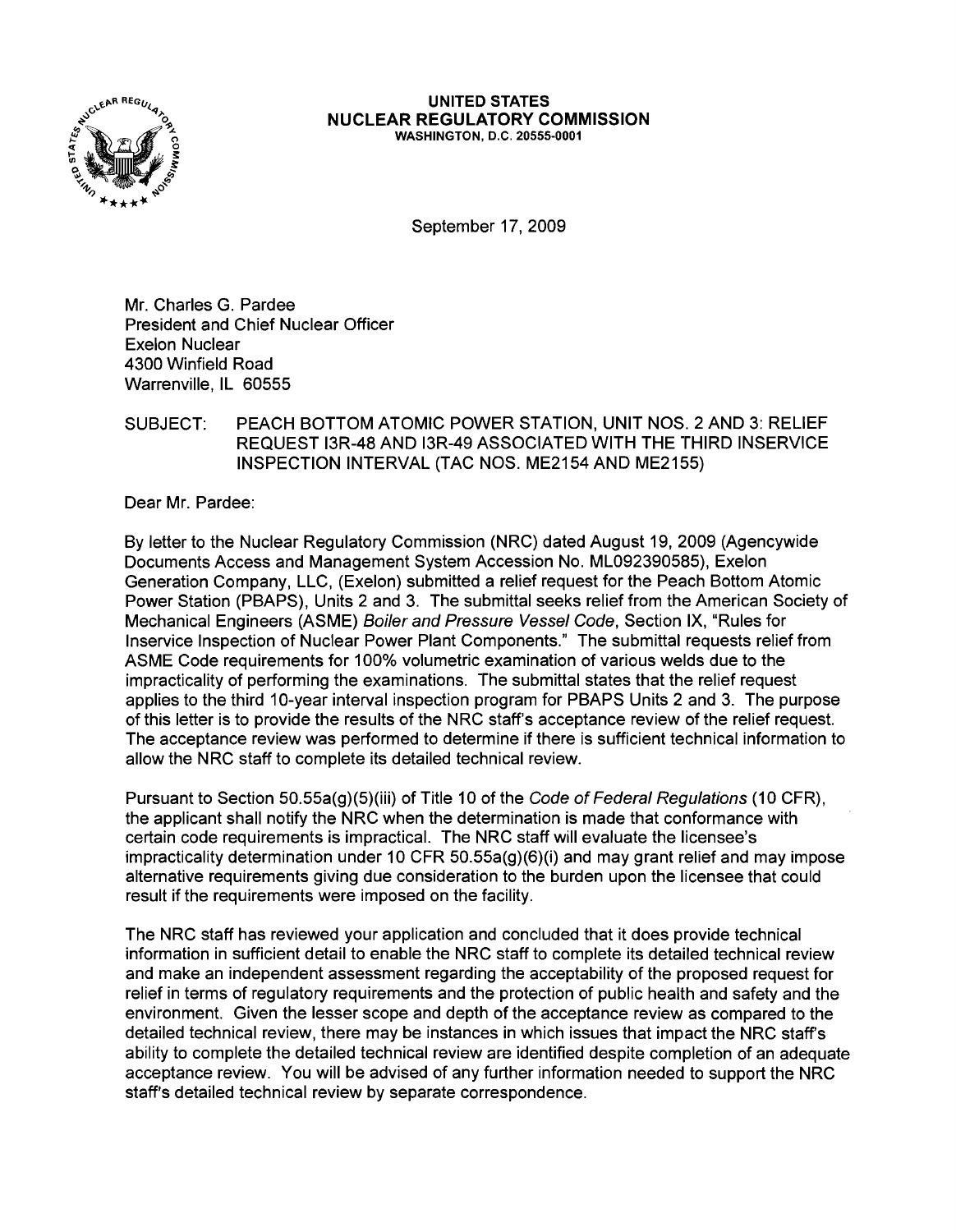**UNITED STATES**
**NUCLEAR REGULATORY COMMISSION**
WASHINGTON, D.C. 20555-0001

September 17, 2009

Mr. Charles G. Pardee
President and Chief Nuclear Officer
Exelon Nuclear
4300 Winfield Road
Warrenville, IL 60555

SUBJECT: PEACH BOTTOM ATOMIC POWER STATION, UNIT NOS. 2 AND 3: RELIEF REQUEST I3R-48 AND I3R-49 ASSOCIATED WITH THE THIRD INSERVICE INSPECTION INTERVAL (TAC NOS. ME2154 AND ME2155)

Dear Mr. Pardee:

By letter to the Nuclear Regulatory Commission (NRC) dated August 19, 2009 (Agencywide Documents Access and Management System Accession No. ML092390585), Exelon Generation Company, LLC, (Exelon) submitted a relief request for the Peach Bottom Atomic Power Station (PBAPS), Units 2 and 3. The submittal seeks relief from the American Society of Mechanical Engineers (ASME) *Boiler and Pressure Vessel Code*, Section IX, "Rules for Inservice Inspection of Nuclear Power Plant Components." The submittal requests relief from ASME Code requirements for 100% volumetric examination of various welds due to the impracticality of performing the examinations. The submittal states that the relief request applies to the third 10-year interval inspection program for PBAPS Units 2 and 3. The purpose of this letter is to provide the results of the NRC staff's acceptance review of the relief request. The acceptance review was performed to determine if there is sufficient technical information to allow the NRC staff to complete its detailed technical review.

Pursuant to Section 50.55a(g)(5)(iii) of Title 10 of the *Code of Federal Regulations* (10 CFR), the applicant shall notify the NRC when the determination is made that conformance with certain code requirements is impractical. The NRC staff will evaluate the licensee's impracticality determination under 10 CFR 50.55a(g)(6)(i) and may grant relief and may impose alternative requirements giving due consideration to the burden upon the licensee that could result if the requirements were imposed on the facility.

The NRC staff has reviewed your application and concluded that it does provide technical information in sufficient detail to enable the NRC staff to complete its detailed technical review and make an independent assessment regarding the acceptability of the proposed request for relief in terms of regulatory requirements and the protection of public health and safety and the environment. Given the lesser scope and depth of the acceptance review as compared to the detailed technical review, there may be instances in which issues that impact the NRC staff's ability to complete the detailed technical review are identified despite completion of an adequate acceptance review. You will be advised of any further information needed to support the NRC staff's detailed technical review by separate correspondence.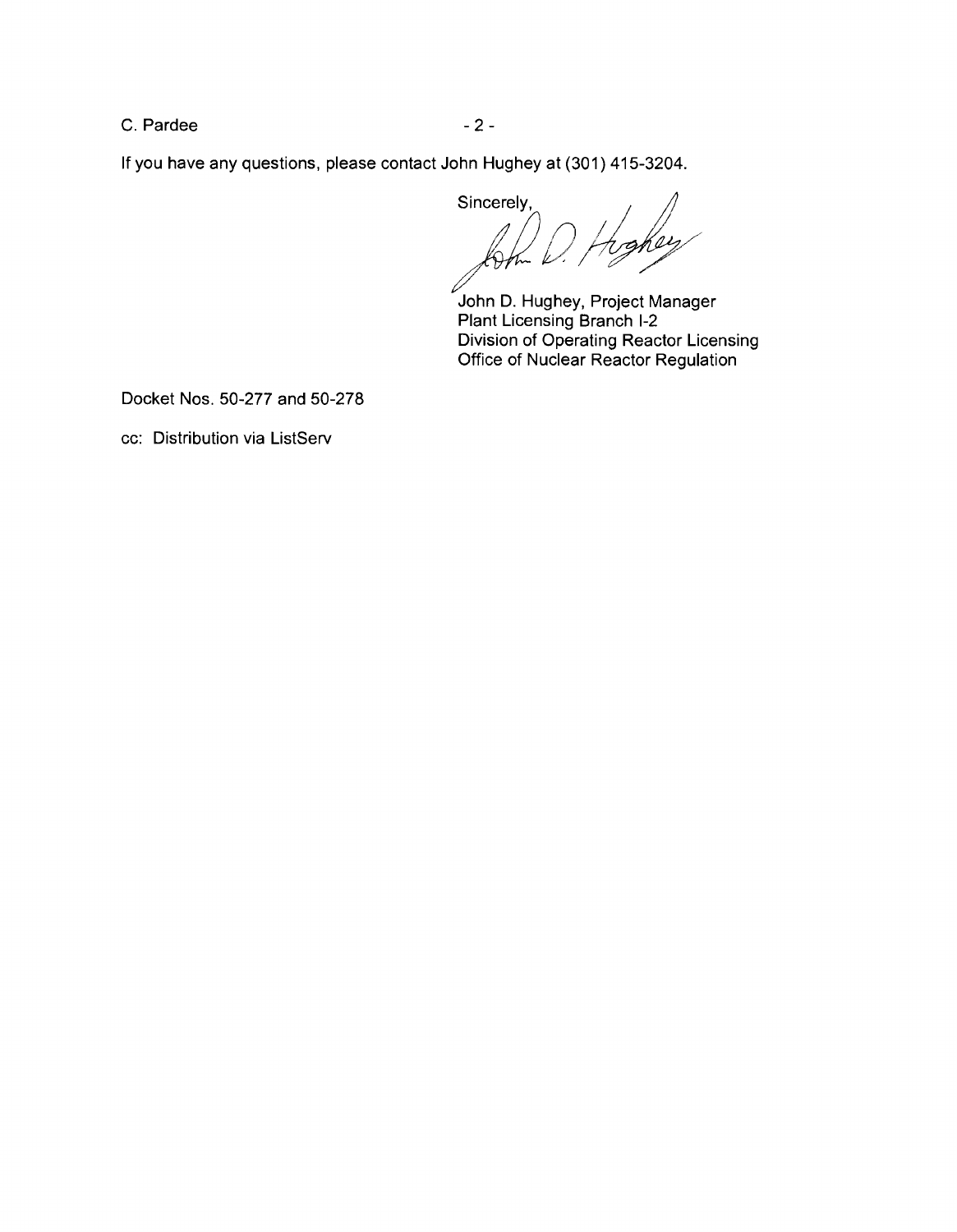If you have any questions, please contact John Hughey at (301) 415-3204.

Sincerely,

John D. Hughey, Project Manager
Plant Licensing Branch I-2
Division of Operating Reactor Licensing
Office of Nuclear Reactor Regulation

Docket Nos. 50-277 and 50-278

cc: Distribution via ListServ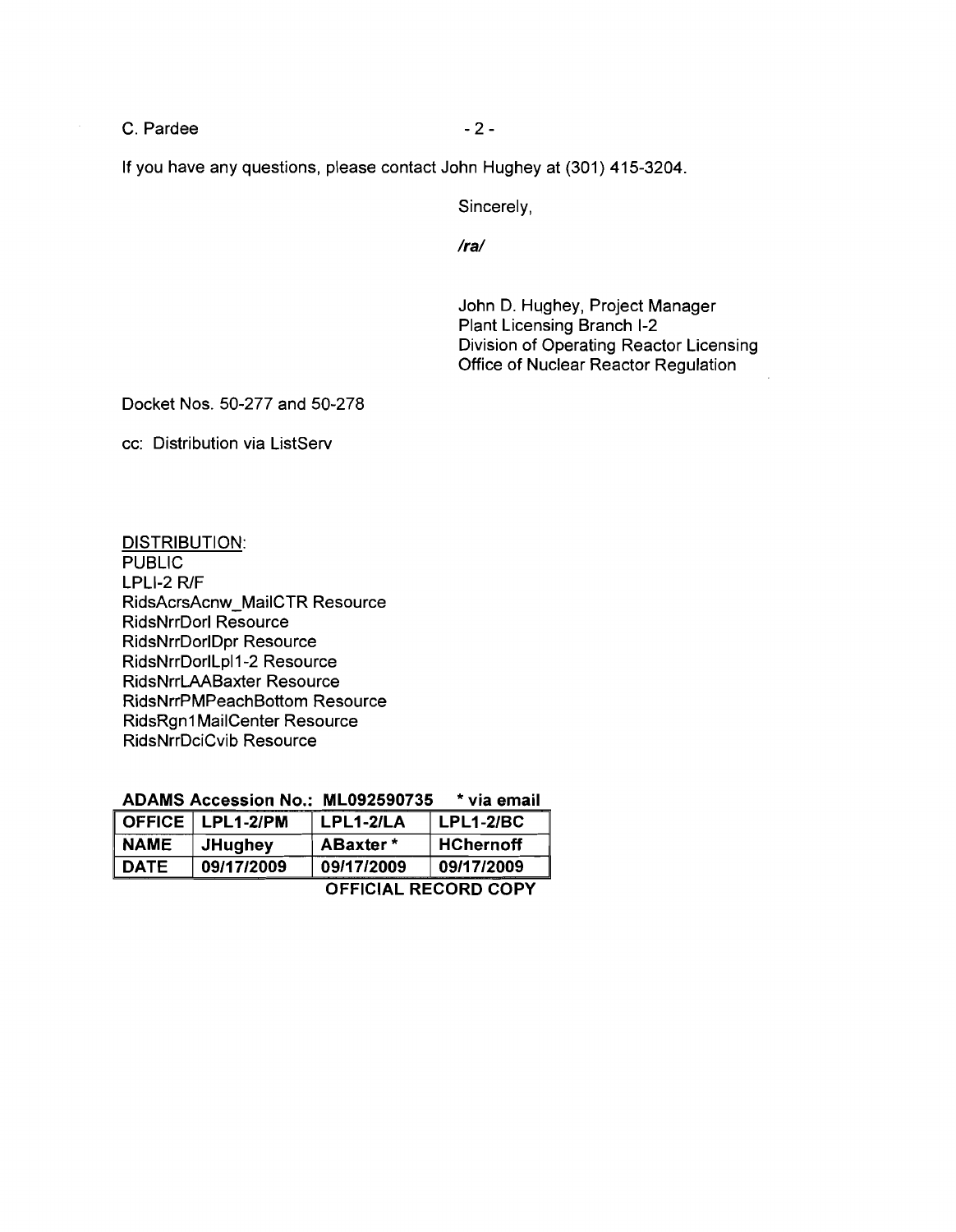C. Pardee

If you have any questions, please contact John Hughey at (301) 415-3204.

Sincerely,

*/ra/*

John D. Hughey, Project Manager
Plant Licensing Branch I-2
Division of Operating Reactor Licensing
Office of Nuclear Reactor Regulation

Docket Nos. 50-277 and 50-278

cc: Distribution via ListServ

DISTRIBUTION:
PUBLIC
LPLI-2 R/F
RidsAcrsAcnw_MailCTR Resource
RidsNrrDorl Resource
RidsNrrDorlDpr Resource
RidsNrrDorlLpl1-2 Resource
RidsNrrLAABaxter Resource
RidsNrrPMPeachBottom Resource
RidsRgn1MailCenter Resource
RidsNrrDciCvib Resource

**ADAMS Accession No.: ML092590735 * via email**

| OFFICE | LPL1-2/PM | LPL1-2/LA | LPL1-2/BC |
|---|---|---|---|
| NAME | JHughey | ABaxter * | HChernoff |
| DATE | 09/17/2009 | 09/17/2009 | 09/17/2009 |

**OFFICIAL RECORD COPY**